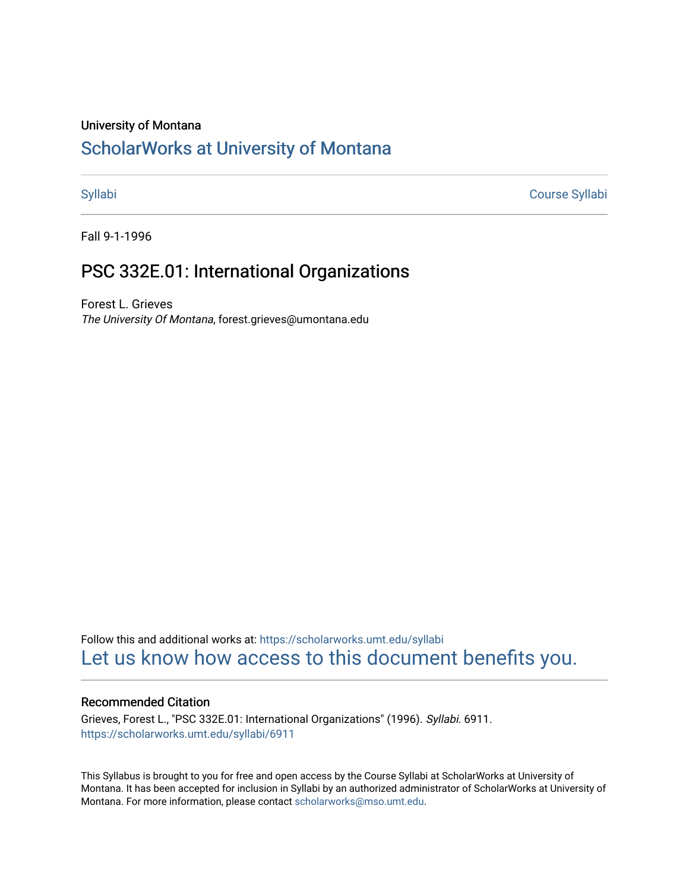University of Montana

# ScholarWorks at University of Montana

Syllabi — Course Syllabi

Fall 9-1-1996

## PSC 332E.01: International Organizations

Forest L. Grieves
*The University Of Montana*, forest.grieves@umontana.edu

Follow this and additional works at: https://scholarworks.umt.edu/syllabi
Let us know how access to this document benefits you.

### Recommended Citation

Grieves, Forest L., "PSC 332E.01: International Organizations" (1996). *Syllabi*. 6911.
https://scholarworks.umt.edu/syllabi/6911

This Syllabus is brought to you for free and open access by the Course Syllabi at ScholarWorks at University of Montana. It has been accepted for inclusion in Syllabi by an authorized administrator of ScholarWorks at University of Montana. For more information, please contact scholarworks@mso.umt.edu.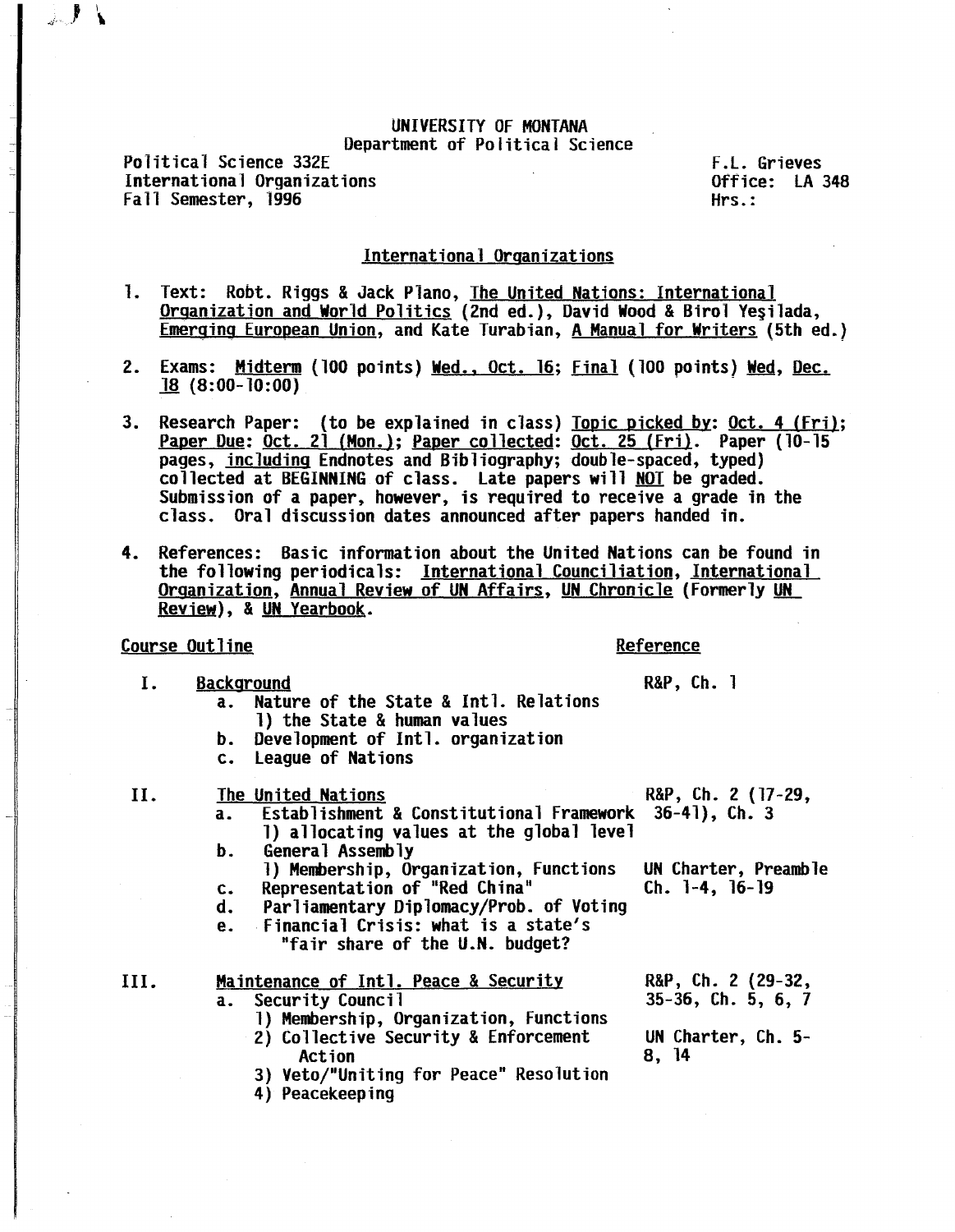UNIVERSITY OF MONTANA
Department of Political Science

Political Science 332E
International Organizations
Fall Semester, 1996

F.L. Grieves
Office: LA 348
Hrs.:

## International Organizations

1. Text: Robt. Riggs & Jack Plano, The United Nations: International Organization and World Politics (2nd ed.), David Wood & Birol Yeşilada, Emerging European Union, and Kate Turabian, A Manual for Writers (5th ed.)

2. Exams: Midterm (100 points) Wed., Oct. 16; Final (100 points) Wed, Dec. 18 (8:00-10:00)

3. Research Paper: (to be explained in class) Topic picked by: Oct. 4 (Fri); Paper Due: Oct. 21 (Mon.); Paper collected: Oct. 25 (Fri). Paper (10-15 pages, including Endnotes and Bibliography; double-spaced, typed) collected at BEGINNING of class. Late papers will NOT be graded. Submission of a paper, however, is required to receive a grade in the class. Oral discussion dates announced after papers handed in.

4. References: Basic information about the United Nations can be found in the following periodicals: International Conciliation, International Organization, Annual Review of UN Affairs, UN Chronicle (Formerly UN Review), & UN Yearbook.

| Course Outline | Reference |
|---|---|
| I. Background | R&P, Ch. 1 |
| a. Nature of the State & Intl. Relations | |
| 1) the State & human values | |
| b. Development of Intl. organization | |
| c. League of Nations | |
| II. The United Nations | R&P, Ch. 2 (17-29, |
| a. Establishment & Constitutional Framework | 36-41), Ch. 3 |
| 1) allocating values at the global level | |
| b. General Assembly | |
| 1) Membership, Organization, Functions | UN Charter, Preamble |
| c. Representation of "Red China" | Ch. 1-4, 16-19 |
| d. Parliamentary Diplomacy/Prob. of Voting | |
| e. Financial Crisis: what is a state's "fair share of the U.N. budget? | |
| III. Maintenance of Intl. Peace & Security | R&P, Ch. 2 (29-32, |
| a. Security Council | 35-36, Ch. 5, 6, 7 |
| 1) Membership, Organization, Functions | |
| 2) Collective Security & Enforcement Action | UN Charter, Ch. 5-8, 14 |
| 3) Veto/"Uniting for Peace" Resolution | |
| 4) Peacekeeping | |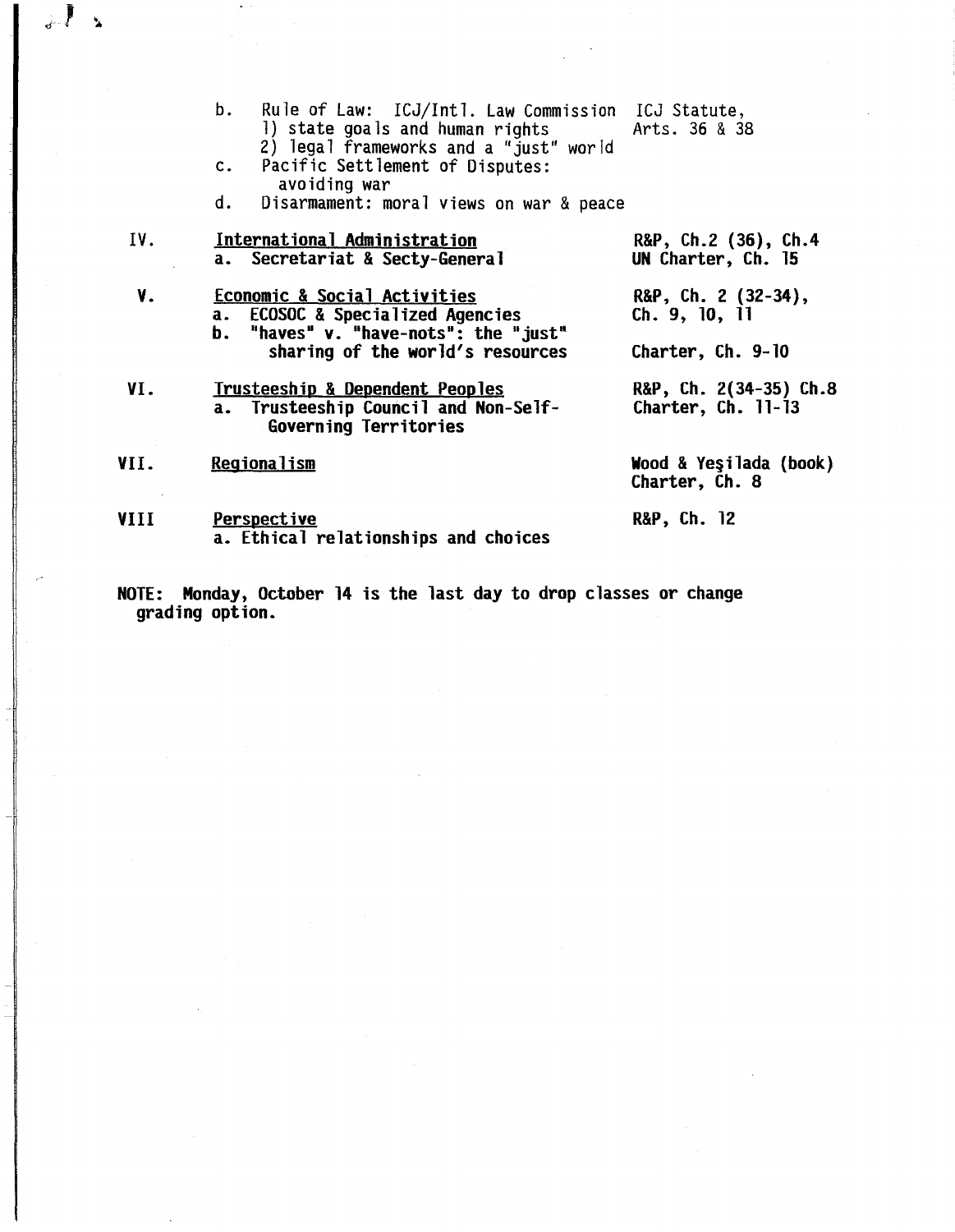| | | |
|---|---|---|
| | b. Rule of Law: ICJ/Intl. Law Commission<br>1) state goals and human rights<br>2) legal frameworks and a "just" world | ICJ Statute,<br>Arts. 36 & 38 |
| | c. Pacific Settlement of Disputes:<br>avoiding war | |
| | d. Disarmament: moral views on war & peace | |
| IV. | <u>International Administration</u><br>a. Secretariat & Secty-General | R&P, Ch.2 (36), Ch.4<br>UN Charter, Ch. 15 |
| V. | <u>Economic & Social Activities</u><br>a. ECOSOC & Specialized Agencies<br>b. "haves" v. "have-nots": the "just" sharing of the world's resources | R&P, Ch. 2 (32-34),<br>Ch. 9, 10, 11<br><br>Charter, Ch. 9-10 |
| VI. | <u>Trusteeship & Dependent Peoples</u><br>a. Trusteeship Council and Non-Self-Governing Territories | R&P, Ch. 2(34-35) Ch.8<br>Charter, Ch. 11-13 |
| VII. | <u>Regionalism</u> | Wood & Yeşilada (book)<br>Charter, Ch. 8 |
| VIII | <u>Perspective</u><br>a. Ethical relationships and choices | R&P, Ch. 12 |

**NOTE: Monday, October 14 is the last day to drop classes or change grading option.**